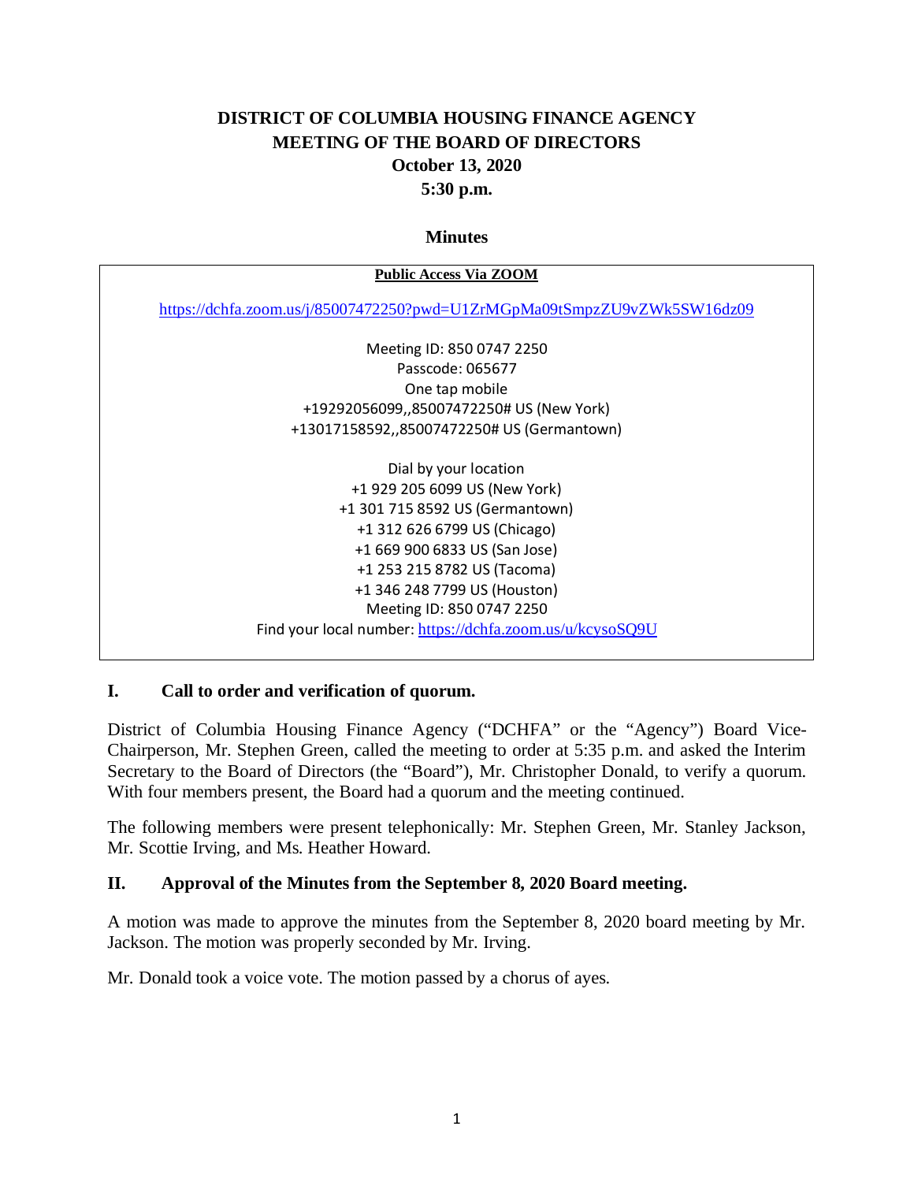# DISTRICT OF COLUMBIA HOUSING FINANCE AGENCY
# MEETING OF THE BOARD OF DIRECTORS
## October 13, 2020
## 5:30 p.m.

### Minutes

**Public Access Via ZOOM**

https://dchfa.zoom.us/j/85007472250?pwd=U1ZrMGpMa09tSmpzZU9vZWk5SW16dz09

Meeting ID: 850 0747 2250
Passcode: 065677
One tap mobile
+19292056099,,85007472250# US (New York)
+13017158592,,85007472250# US (Germantown)

Dial by your location
+1 929 205 6099 US (New York)
+1 301 715 8592 US (Germantown)
+1 312 626 6799 US (Chicago)
+1 669 900 6833 US (San Jose)
+1 253 215 8782 US (Tacoma)
+1 346 248 7799 US (Houston)
Meeting ID: 850 0747 2250
Find your local number: https://dchfa.zoom.us/u/kcysoSQ9U

## I. Call to order and verification of quorum.

District of Columbia Housing Finance Agency ("DCHFA" or the "Agency") Board Vice-Chairperson, Mr. Stephen Green, called the meeting to order at 5:35 p.m. and asked the Interim Secretary to the Board of Directors (the "Board"), Mr. Christopher Donald, to verify a quorum. With four members present, the Board had a quorum and the meeting continued.

The following members were present telephonically: Mr. Stephen Green, Mr. Stanley Jackson, Mr. Scottie Irving, and Ms. Heather Howard.

## II. Approval of the Minutes from the September 8, 2020 Board meeting.

A motion was made to approve the minutes from the September 8, 2020 board meeting by Mr. Jackson. The motion was properly seconded by Mr. Irving.

Mr. Donald took a voice vote. The motion passed by a chorus of ayes.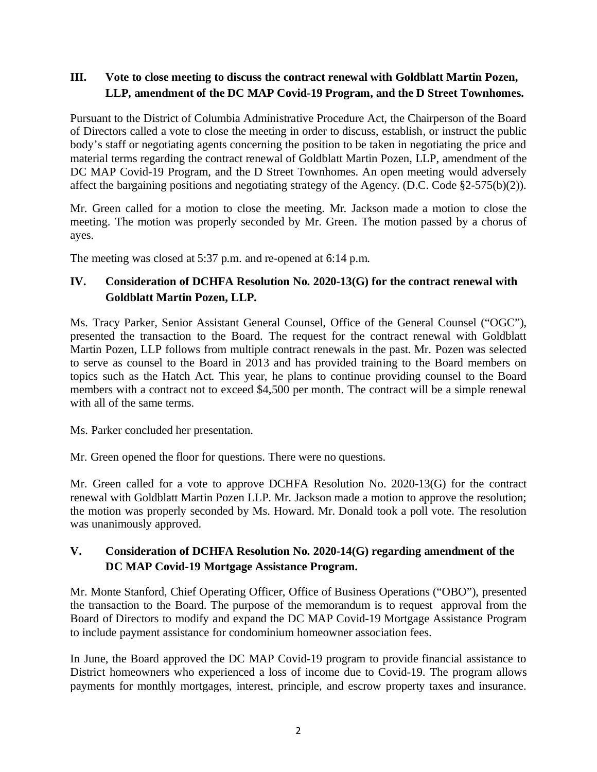## III. Vote to close meeting to discuss the contract renewal with Goldblatt Martin Pozen, LLP, amendment of the DC MAP Covid-19 Program, and the D Street Townhomes.

Pursuant to the District of Columbia Administrative Procedure Act, the Chairperson of the Board of Directors called a vote to close the meeting in order to discuss, establish, or instruct the public body's staff or negotiating agents concerning the position to be taken in negotiating the price and material terms regarding the contract renewal of Goldblatt Martin Pozen, LLP, amendment of the DC MAP Covid-19 Program, and the D Street Townhomes. An open meeting would adversely affect the bargaining positions and negotiating strategy of the Agency. (D.C. Code §2-575(b)(2)).

Mr. Green called for a motion to close the meeting. Mr. Jackson made a motion to close the meeting. The motion was properly seconded by Mr. Green. The motion passed by a chorus of ayes.

The meeting was closed at 5:37 p.m. and re-opened at 6:14 p.m.

## IV. Consideration of DCHFA Resolution No. 2020-13(G) for the contract renewal with Goldblatt Martin Pozen, LLP.

Ms. Tracy Parker, Senior Assistant General Counsel, Office of the General Counsel ("OGC"), presented the transaction to the Board. The request for the contract renewal with Goldblatt Martin Pozen, LLP follows from multiple contract renewals in the past. Mr. Pozen was selected to serve as counsel to the Board in 2013 and has provided training to the Board members on topics such as the Hatch Act. This year, he plans to continue providing counsel to the Board members with a contract not to exceed $4,500 per month. The contract will be a simple renewal with all of the same terms.

Ms. Parker concluded her presentation.

Mr. Green opened the floor for questions. There were no questions.

Mr. Green called for a vote to approve DCHFA Resolution No. 2020-13(G) for the contract renewal with Goldblatt Martin Pozen LLP. Mr. Jackson made a motion to approve the resolution; the motion was properly seconded by Ms. Howard. Mr. Donald took a poll vote. The resolution was unanimously approved.

## V. Consideration of DCHFA Resolution No. 2020-14(G) regarding amendment of the DC MAP Covid-19 Mortgage Assistance Program.

Mr. Monte Stanford, Chief Operating Officer, Office of Business Operations ("OBO"), presented the transaction to the Board. The purpose of the memorandum is to request approval from the Board of Directors to modify and expand the DC MAP Covid-19 Mortgage Assistance Program to include payment assistance for condominium homeowner association fees.

In June, the Board approved the DC MAP Covid-19 program to provide financial assistance to District homeowners who experienced a loss of income due to Covid-19. The program allows payments for monthly mortgages, interest, principle, and escrow property taxes and insurance.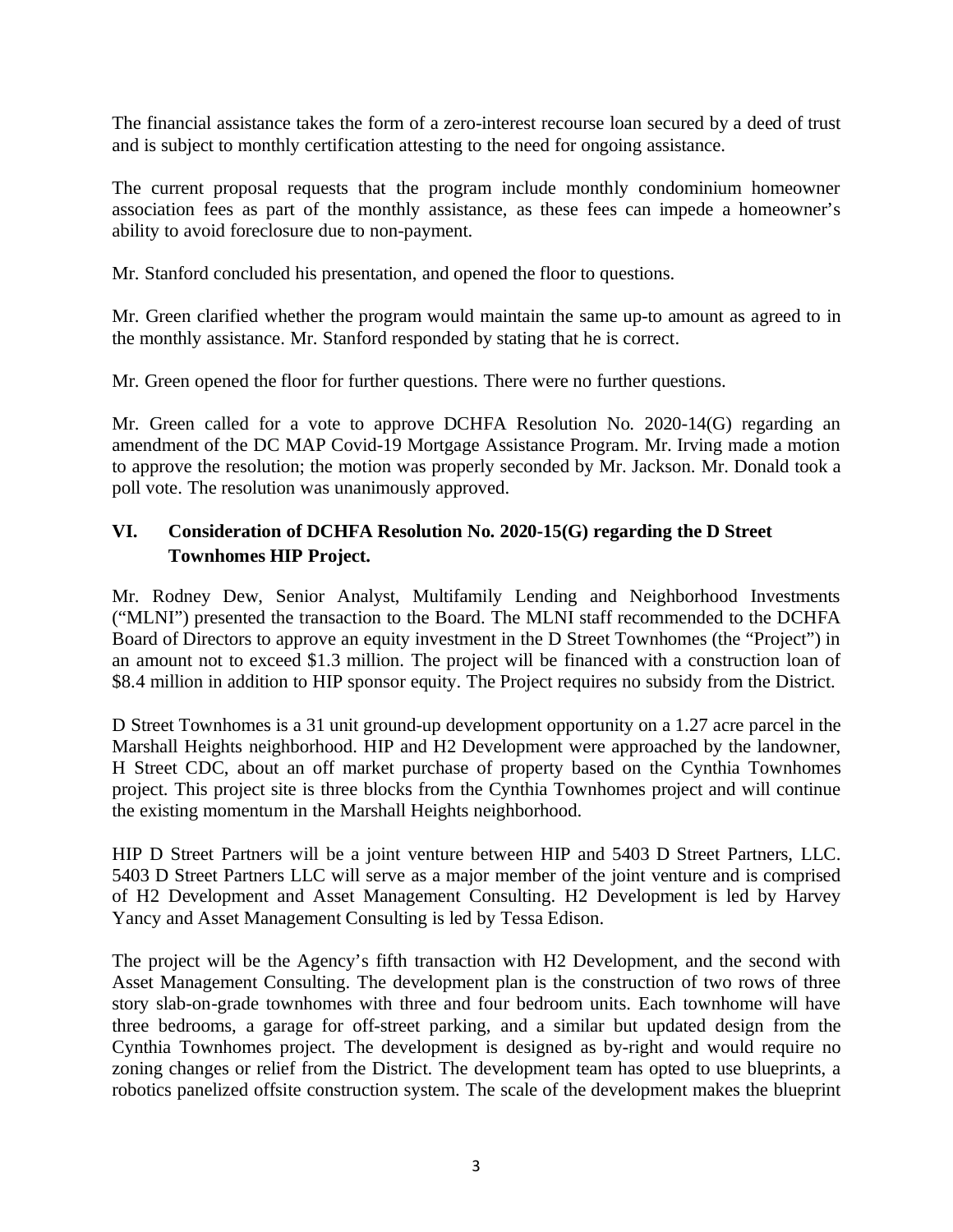The financial assistance takes the form of a zero-interest recourse loan secured by a deed of trust and is subject to monthly certification attesting to the need for ongoing assistance.

The current proposal requests that the program include monthly condominium homeowner association fees as part of the monthly assistance, as these fees can impede a homeowner's ability to avoid foreclosure due to non-payment.

Mr. Stanford concluded his presentation, and opened the floor to questions.

Mr. Green clarified whether the program would maintain the same up-to amount as agreed to in the monthly assistance. Mr. Stanford responded by stating that he is correct.

Mr. Green opened the floor for further questions. There were no further questions.

Mr. Green called for a vote to approve DCHFA Resolution No. 2020-14(G) regarding an amendment of the DC MAP Covid-19 Mortgage Assistance Program. Mr. Irving made a motion to approve the resolution; the motion was properly seconded by Mr. Jackson. Mr. Donald took a poll vote. The resolution was unanimously approved.

## VI. Consideration of DCHFA Resolution No. 2020-15(G) regarding the D Street Townhomes HIP Project.

Mr. Rodney Dew, Senior Analyst, Multifamily Lending and Neighborhood Investments ("MLNI") presented the transaction to the Board. The MLNI staff recommended to the DCHFA Board of Directors to approve an equity investment in the D Street Townhomes (the "Project") in an amount not to exceed \$1.3 million. The project will be financed with a construction loan of \$8.4 million in addition to HIP sponsor equity. The Project requires no subsidy from the District.

D Street Townhomes is a 31 unit ground-up development opportunity on a 1.27 acre parcel in the Marshall Heights neighborhood. HIP and H2 Development were approached by the landowner, H Street CDC, about an off market purchase of property based on the Cynthia Townhomes project. This project site is three blocks from the Cynthia Townhomes project and will continue the existing momentum in the Marshall Heights neighborhood.

HIP D Street Partners will be a joint venture between HIP and 5403 D Street Partners, LLC. 5403 D Street Partners LLC will serve as a major member of the joint venture and is comprised of H2 Development and Asset Management Consulting. H2 Development is led by Harvey Yancy and Asset Management Consulting is led by Tessa Edison.

The project will be the Agency's fifth transaction with H2 Development, and the second with Asset Management Consulting. The development plan is the construction of two rows of three story slab-on-grade townhomes with three and four bedroom units. Each townhome will have three bedrooms, a garage for off-street parking, and a similar but updated design from the Cynthia Townhomes project. The development is designed as by-right and would require no zoning changes or relief from the District. The development team has opted to use blueprints, a robotics panelized offsite construction system. The scale of the development makes the blueprint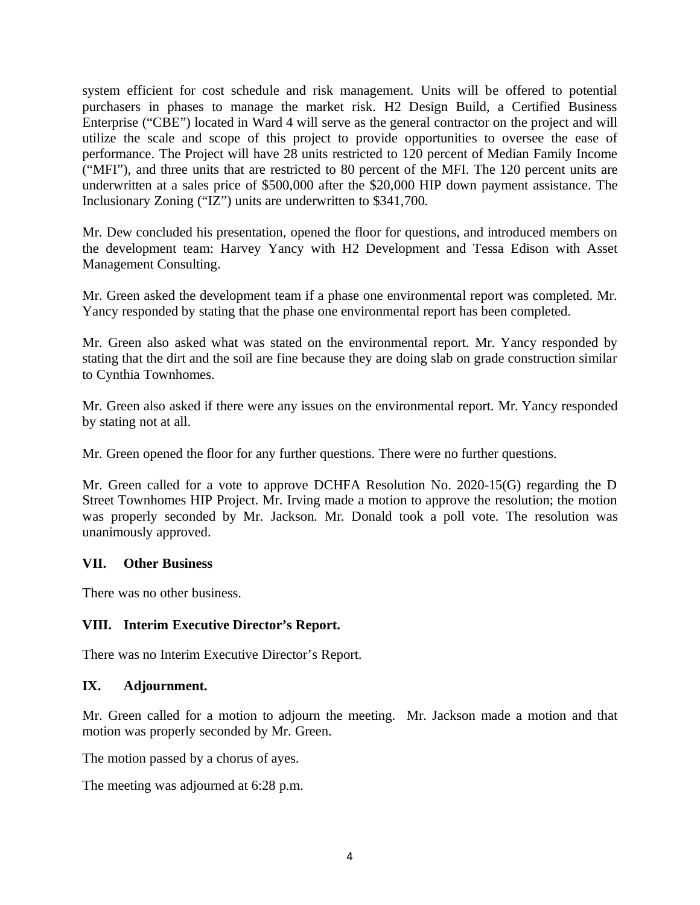system efficient for cost schedule and risk management. Units will be offered to potential purchasers in phases to manage the market risk. H2 Design Build, a Certified Business Enterprise ("CBE") located in Ward 4 will serve as the general contractor on the project and will utilize the scale and scope of this project to provide opportunities to oversee the ease of performance. The Project will have 28 units restricted to 120 percent of Median Family Income ("MFI"), and three units that are restricted to 80 percent of the MFI. The 120 percent units are underwritten at a sales price of $500,000 after the $20,000 HIP down payment assistance. The Inclusionary Zoning ("IZ") units are underwritten to $341,700.

Mr. Dew concluded his presentation, opened the floor for questions, and introduced members on the development team: Harvey Yancy with H2 Development and Tessa Edison with Asset Management Consulting.

Mr. Green asked the development team if a phase one environmental report was completed. Mr. Yancy responded by stating that the phase one environmental report has been completed.

Mr. Green also asked what was stated on the environmental report. Mr. Yancy responded by stating that the dirt and the soil are fine because they are doing slab on grade construction similar to Cynthia Townhomes.

Mr. Green also asked if there were any issues on the environmental report. Mr. Yancy responded by stating not at all.

Mr. Green opened the floor for any further questions. There were no further questions.

Mr. Green called for a vote to approve DCHFA Resolution No. 2020-15(G) regarding the D Street Townhomes HIP Project. Mr. Irving made a motion to approve the resolution; the motion was properly seconded by Mr. Jackson. Mr. Donald took a poll vote. The resolution was unanimously approved.

## VII. Other Business

There was no other business.

## VIII. Interim Executive Director's Report.

There was no Interim Executive Director's Report.

## IX. Adjournment.

Mr. Green called for a motion to adjourn the meeting. Mr. Jackson made a motion and that motion was properly seconded by Mr. Green.

The motion passed by a chorus of ayes.

The meeting was adjourned at 6:28 p.m.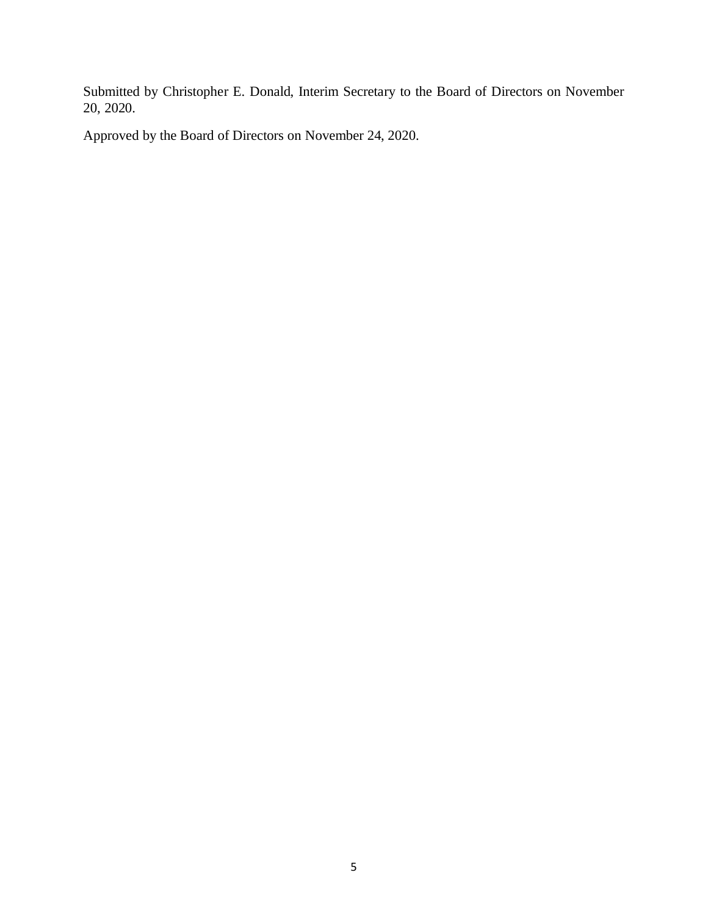Submitted by Christopher E. Donald, Interim Secretary to the Board of Directors on November 20, 2020.

Approved by the Board of Directors on November 24, 2020.